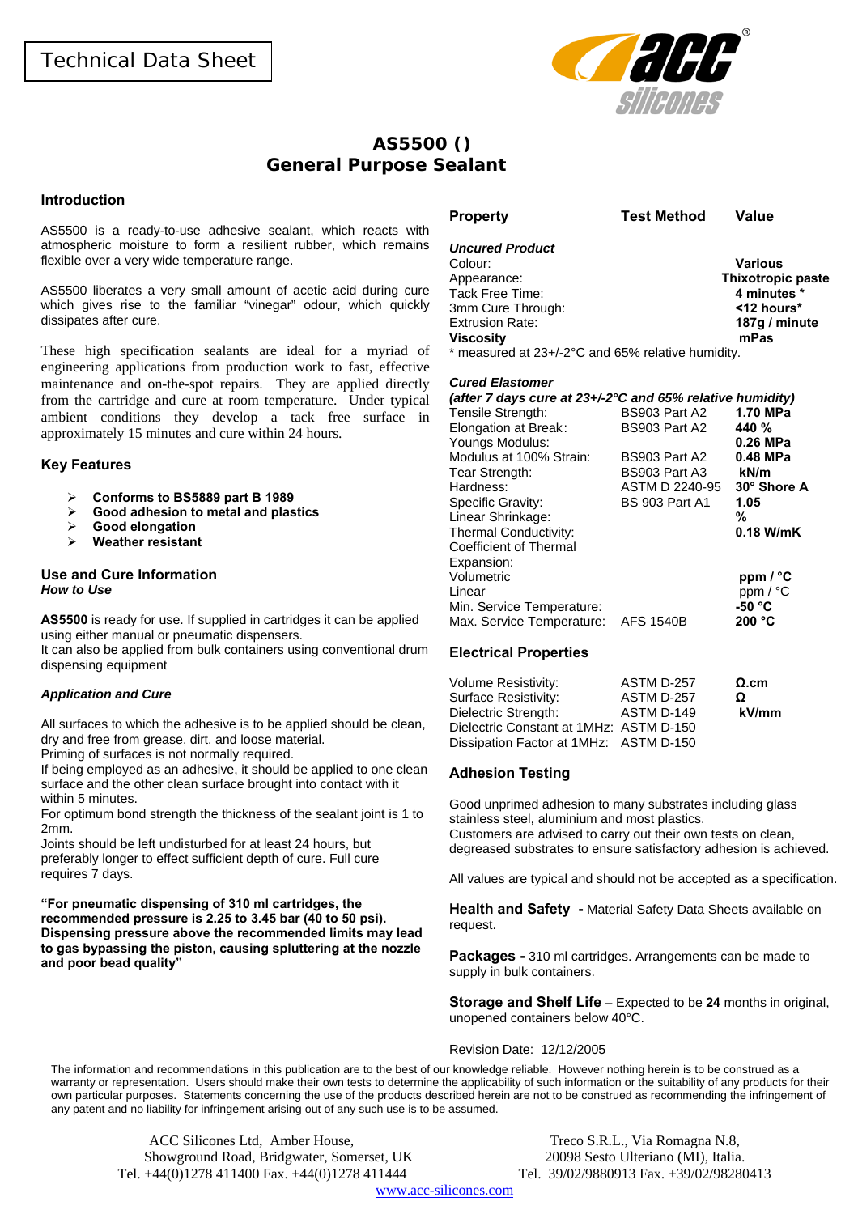Technical Data Sheet

# AS5500 ()
# General Purpose Sealant

## Introduction

AS5500 is a ready-to-use adhesive sealant, which reacts with atmospheric moisture to form a resilient rubber, which remains flexible over a very wide temperature range.

AS5500 liberates a very small amount of acetic acid during cure which gives rise to the familiar "vinegar" odour, which quickly dissipates after cure.

These high specification sealants are ideal for a myriad of engineering applications from production work to fast, effective maintenance and on-the-spot repairs. They are applied directly from the cartridge and cure at room temperature. Under typical ambient conditions they develop a tack free surface in approximately 15 minutes and cure within 24 hours.

## Key Features

- **Conforms to BS5889 part B 1989**
- **Good adhesion to metal and plastics**
- **Good elongation**
- **Weather resistant**

## Use and Cure Information

***How to Use***

**AS5500** is ready for use. If supplied in cartridges it can be applied using either manual or pneumatic dispensers.
It can also be applied from bulk containers using conventional drum dispensing equipment

***Application and Cure***

All surfaces to which the adhesive is to be applied should be clean, dry and free from grease, dirt, and loose material.
Priming of surfaces is not normally required.
If being employed as an adhesive, it should be applied to one clean surface and the other clean surface brought into contact with it within 5 minutes.
For optimum bond strength the thickness of the sealant joint is 1 to 2mm.
Joints should be left undisturbed for at least 24 hours, but preferably longer to effect sufficient depth of cure. Full cure requires 7 days.

**"For pneumatic dispensing of 310 ml cartridges, the recommended pressure is 2.25 to 3.45 bar (40 to 50 psi). Dispensing pressure above the recommended limits may lead to gas bypassing the piston, causing spluttering at the nozzle and poor bead quality"**

| **Property** | **Test Method** | **Value** |
|---|---|---|
| ***Uncured Product*** | | |
| Colour: | | **Various** |
| Appearance: | | **Thixotropic paste** |
| Tack Free Time: | | **4 minutes \*** |
| 3mm Cure Through: | | **<12 hours\*** |
| Extrusion Rate: | | **187g / minute** |
| **Viscosity** | | **mPas** |

\* measured at 23+/-2°C and 65% relative humidity.

***Cured Elastomer***
***(after 7 days cure at 23+/-2°C and 65% relative humidity)***

| | | |
|---|---|---|
| Tensile Strength: | BS903 Part A2 | **1.70 MPa** |
| Elongation at Break: | BS903 Part A2 | **440 %** |
| Youngs Modulus: | | **0.26 MPa** |
| Modulus at 100% Strain: | BS903 Part A2 | **0.48 MPa** |
| Tear Strength: | BS903 Part A3 | **kN/m** |
| Hardness: | ASTM D 2240-95 | **30° Shore A** |
| Specific Gravity: | BS 903 Part A1 | **1.05** |
| Linear Shrinkage: | | **%** |
| Thermal Conductivity: | | **0.18 W/mK** |
| Coefficient of Thermal Expansion: | | |
| Volumetric | | **ppm / °C** |
| Linear | | ppm / °C |
| Min. Service Temperature: | | **-50 °C** |
| Max. Service Temperature: | AFS 1540B | **200 °C** |

## Electrical Properties

| | | |
|---|---|---|
| Volume Resistivity: | ASTM D-257 | **Ω.cm** |
| Surface Resistivity: | ASTM D-257 | **Ω** |
| Dielectric Strength: | ASTM D-149 | **kV/mm** |
| Dielectric Constant at 1MHz: | ASTM D-150 | |
| Dissipation Factor at 1MHz: | ASTM D-150 | |

## Adhesion Testing

Good unprimed adhesion to many substrates including glass stainless steel, aluminium and most plastics.
Customers are advised to carry out their own tests on clean, degreased substrates to ensure satisfactory adhesion is achieved.

All values are typical and should not be accepted as a specification.

**Health and Safety -** Material Safety Data Sheets available on request.

**Packages -** 310 ml cartridges. Arrangements can be made to supply in bulk containers.

**Storage and Shelf Life** – Expected to be **24** months in original, unopened containers below 40°C.

Revision Date: 12/12/2005

The information and recommendations in this publication are to the best of our knowledge reliable. However nothing herein is to be construed as a warranty or representation. Users should make their own tests to determine the applicability of such information or the suitability of any products for their own particular purposes. Statements concerning the use of the products described herein are not to be construed as recommending the infringement of any patent and no liability for infringement arising out of any such use is to be assumed.

ACC Silicones Ltd, Amber House,
Showground Road, Bridgwater, Somerset, UK
Tel. +44(0)1278 411400 Fax. +44(0)1278 411444

Treco S.R.L., Via Romagna N.8,
20098 Sesto Ulteriano (MI), Italia.
Tel. 39/02/9880913 Fax. +39/02/98280413

www.acc-silicones.com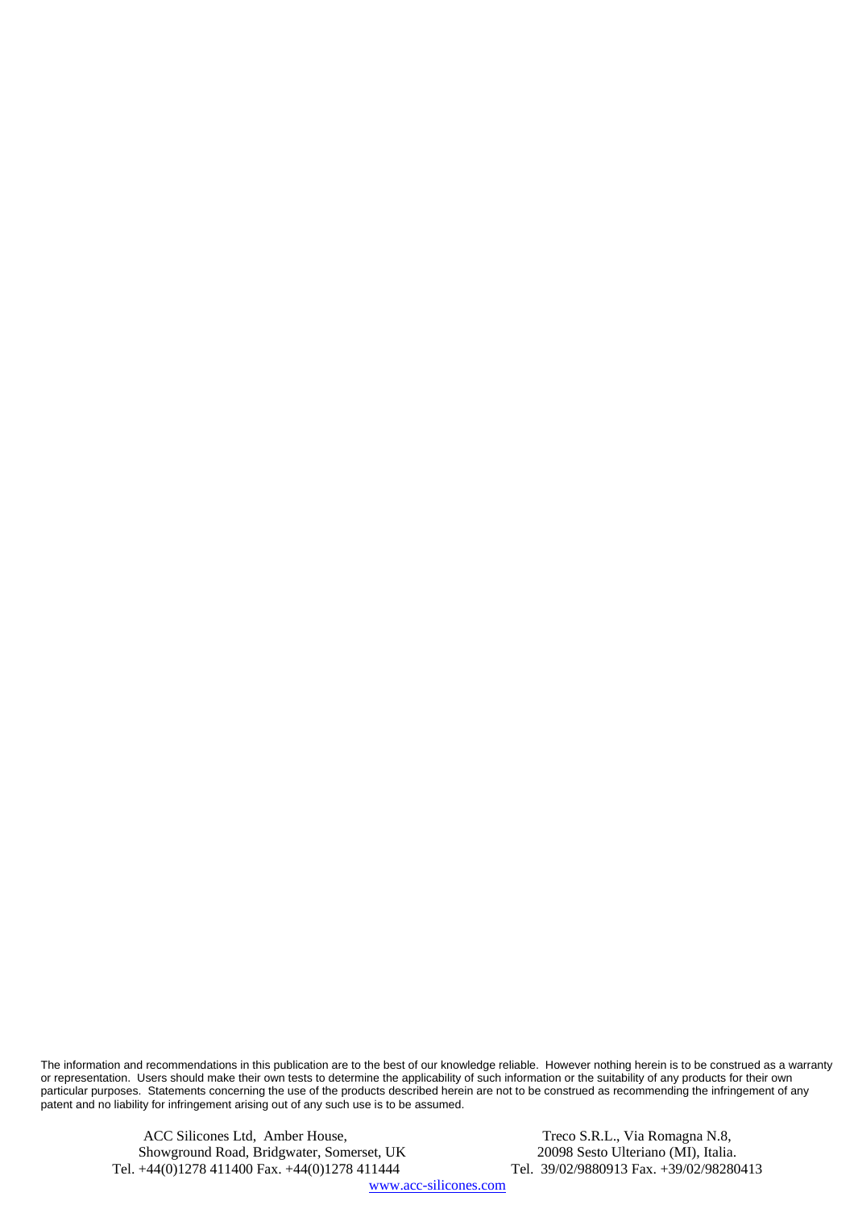The information and recommendations in this publication are to the best of our knowledge reliable. However nothing herein is to be construed as a warranty or representation. Users should make their own tests to determine the applicability of such information or the suitability of any products for their own particular purposes. Statements concerning the use of the products described herein are not to be construed as recommending the infringement of any patent and no liability for infringement arising out of any such use is to be assumed.

ACC Silicones Ltd, Amber House,
Showground Road, Bridgwater, Somerset, UK
Tel. +44(0)1278 411400 Fax. +44(0)1278 411444

Treco S.R.L., Via Romagna N.8,
20098 Sesto Ulteriano (MI), Italia.
Tel. 39/02/9880913 Fax. +39/02/98280413

www.acc-silicones.com